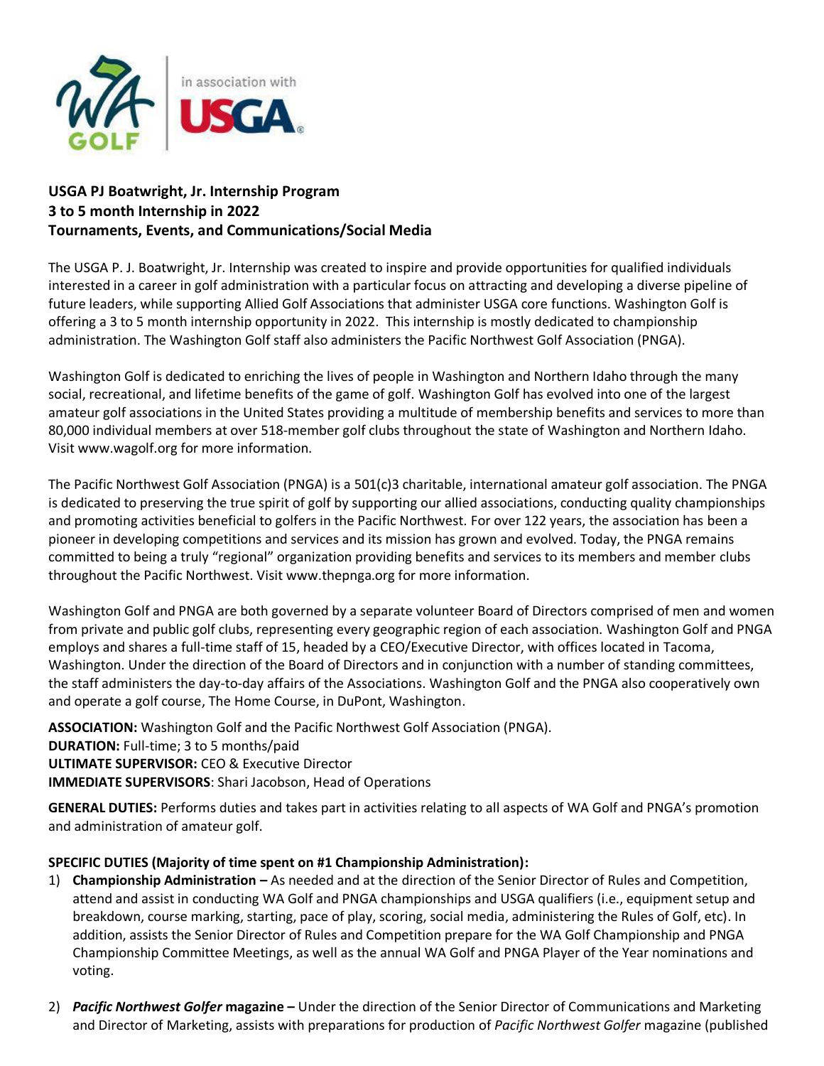**USGA PJ Boatwright, Jr. Internship Program**
**3 to 5 month Internship in 2022**
**Tournaments, Events, and Communications/Social Media**

The USGA P. J. Boatwright, Jr. Internship was created to inspire and provide opportunities for qualified individuals interested in a career in golf administration with a particular focus on attracting and developing a diverse pipeline of future leaders, while supporting Allied Golf Associations that administer USGA core functions. Washington Golf is offering a 3 to 5 month internship opportunity in 2022. This internship is mostly dedicated to championship administration. The Washington Golf staff also administers the Pacific Northwest Golf Association (PNGA).

Washington Golf is dedicated to enriching the lives of people in Washington and Northern Idaho through the many social, recreational, and lifetime benefits of the game of golf. Washington Golf has evolved into one of the largest amateur golf associations in the United States providing a multitude of membership benefits and services to more than 80,000 individual members at over 518-member golf clubs throughout the state of Washington and Northern Idaho. Visit www.wagolf.org for more information.

The Pacific Northwest Golf Association (PNGA) is a 501(c)3 charitable, international amateur golf association. The PNGA is dedicated to preserving the true spirit of golf by supporting our allied associations, conducting quality championships and promoting activities beneficial to golfers in the Pacific Northwest. For over 122 years, the association has been a pioneer in developing competitions and services and its mission has grown and evolved. Today, the PNGA remains committed to being a truly "regional" organization providing benefits and services to its members and member clubs throughout the Pacific Northwest. Visit www.thepnga.org for more information.

Washington Golf and PNGA are both governed by a separate volunteer Board of Directors comprised of men and women from private and public golf clubs, representing every geographic region of each association. Washington Golf and PNGA employs and shares a full-time staff of 15, headed by a CEO/Executive Director, with offices located in Tacoma, Washington. Under the direction of the Board of Directors and in conjunction with a number of standing committees, the staff administers the day-to-day affairs of the Associations. Washington Golf and the PNGA also cooperatively own and operate a golf course, The Home Course, in DuPont, Washington.

**ASSOCIATION:** Washington Golf and the Pacific Northwest Golf Association (PNGA).
**DURATION:** Full-time; 3 to 5 months/paid
**ULTIMATE SUPERVISOR:** CEO & Executive Director
**IMMEDIATE SUPERVISORS**: Shari Jacobson, Head of Operations

**GENERAL DUTIES:** Performs duties and takes part in activities relating to all aspects of WA Golf and PNGA's promotion and administration of amateur golf.

**SPECIFIC DUTIES (Majority of time spent on #1 Championship Administration):**

1) **Championship Administration –** As needed and at the direction of the Senior Director of Rules and Competition, attend and assist in conducting WA Golf and PNGA championships and USGA qualifiers (i.e., equipment setup and breakdown, course marking, starting, pace of play, scoring, social media, administering the Rules of Golf, etc). In addition, assists the Senior Director of Rules and Competition prepare for the WA Golf Championship and PNGA Championship Committee Meetings, as well as the annual WA Golf and PNGA Player of the Year nominations and voting.

2) ***Pacific Northwest Golfer* magazine –** Under the direction of the Senior Director of Communications and Marketing and Director of Marketing, assists with preparations for production of *Pacific Northwest Golfer* magazine (published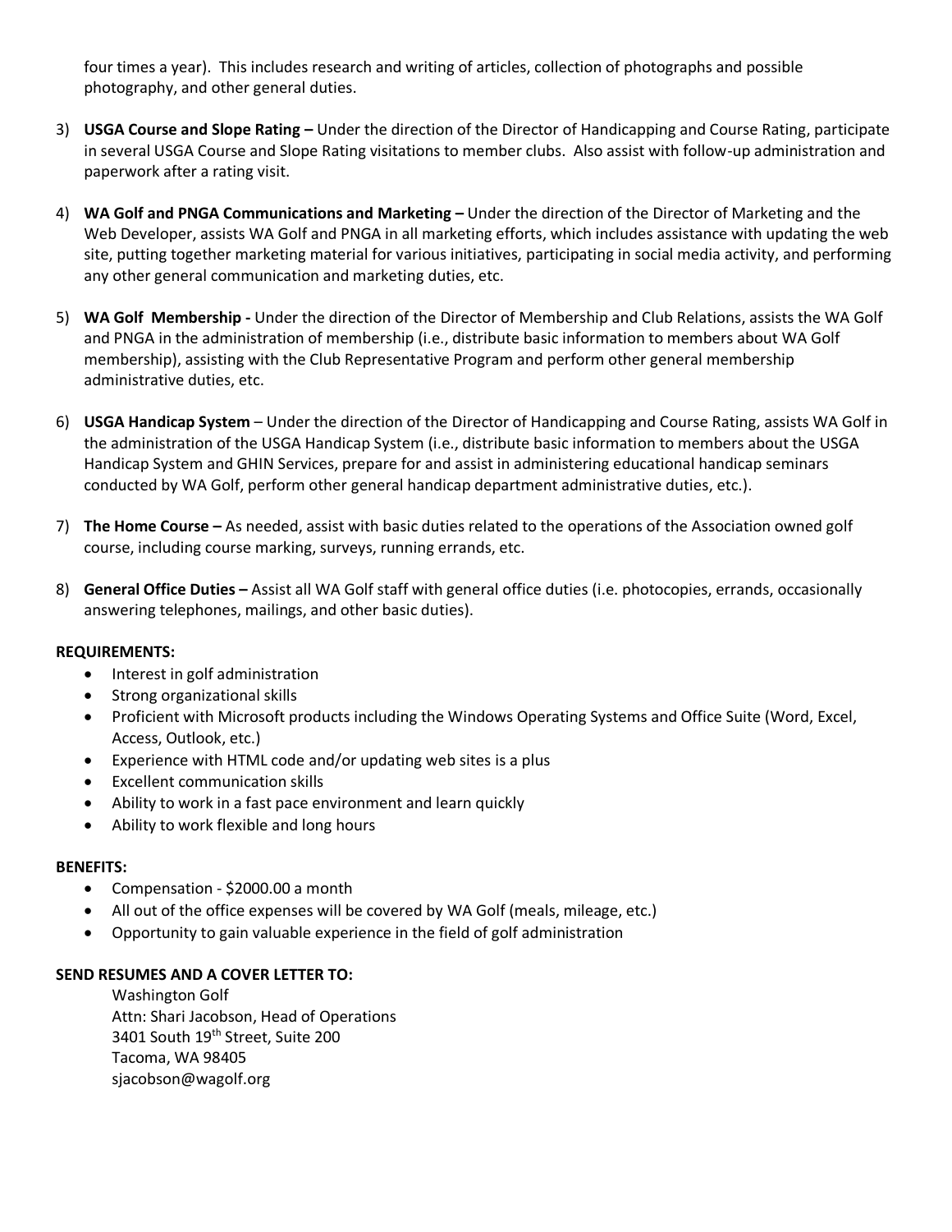four times a year). This includes research and writing of articles, collection of photographs and possible photography, and other general duties.

3) **USGA Course and Slope Rating –** Under the direction of the Director of Handicapping and Course Rating, participate in several USGA Course and Slope Rating visitations to member clubs. Also assist with follow-up administration and paperwork after a rating visit.

4) **WA Golf and PNGA Communications and Marketing –** Under the direction of the Director of Marketing and the Web Developer, assists WA Golf and PNGA in all marketing efforts, which includes assistance with updating the web site, putting together marketing material for various initiatives, participating in social media activity, and performing any other general communication and marketing duties, etc.

5) **WA Golf Membership -** Under the direction of the Director of Membership and Club Relations, assists the WA Golf and PNGA in the administration of membership (i.e., distribute basic information to members about WA Golf membership), assisting with the Club Representative Program and perform other general membership administrative duties, etc.

6) **USGA Handicap System** – Under the direction of the Director of Handicapping and Course Rating, assists WA Golf in the administration of the USGA Handicap System (i.e., distribute basic information to members about the USGA Handicap System and GHIN Services, prepare for and assist in administering educational handicap seminars conducted by WA Golf, perform other general handicap department administrative duties, etc.).

7) **The Home Course –** As needed, assist with basic duties related to the operations of the Association owned golf course, including course marking, surveys, running errands, etc.

8) **General Office Duties –** Assist all WA Golf staff with general office duties (i.e. photocopies, errands, occasionally answering telephones, mailings, and other basic duties).

**REQUIREMENTS:**

- Interest in golf administration
- Strong organizational skills
- Proficient with Microsoft products including the Windows Operating Systems and Office Suite (Word, Excel, Access, Outlook, etc.)
- Experience with HTML code and/or updating web sites is a plus
- Excellent communication skills
- Ability to work in a fast pace environment and learn quickly
- Ability to work flexible and long hours

**BENEFITS:**

- Compensation - $2000.00 a month
- All out of the office expenses will be covered by WA Golf (meals, mileage, etc.)
- Opportunity to gain valuable experience in the field of golf administration

**SEND RESUMES AND A COVER LETTER TO:**

Washington Golf
Attn: Shari Jacobson, Head of Operations
3401 South 19th Street, Suite 200
Tacoma, WA 98405
sjacobson@wagolf.org